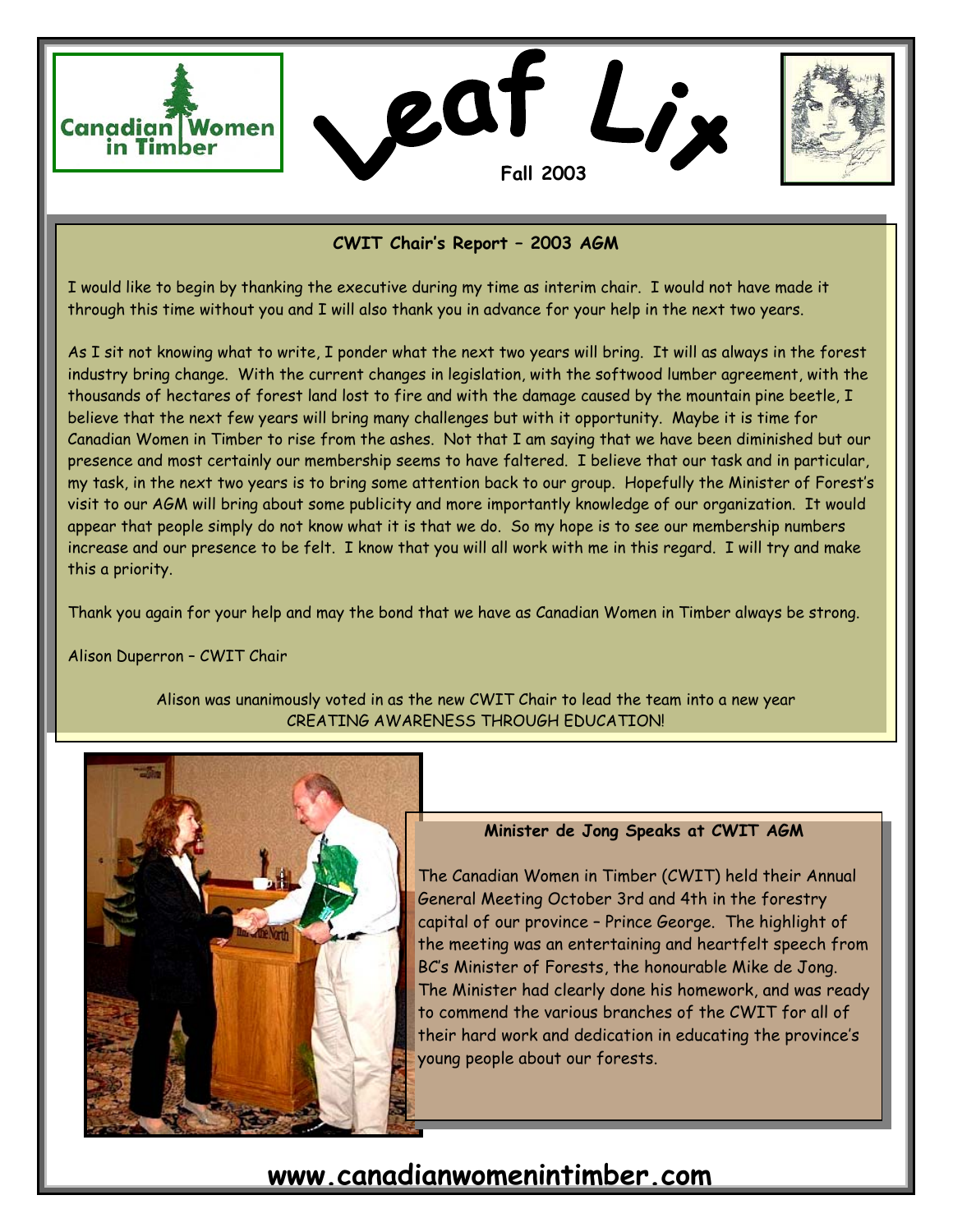# Leaf Lix

Canadian Women in Timber

**Fall 2003**

## CWIT Chair's Report – 2003 AGM

I would like to begin by thanking the executive during my time as interim chair. I would not have made it through this time without you and I will also thank you in advance for your help in the next two years.

As I sit not knowing what to write, I ponder what the next two years will bring. It will as always in the forest industry bring change. With the current changes in legislation, with the softwood lumber agreement, with the thousands of hectares of forest land lost to fire and with the damage caused by the mountain pine beetle, I believe that the next few years will bring many challenges but with it opportunity. Maybe it is time for Canadian Women in Timber to rise from the ashes. Not that I am saying that we have been diminished but our presence and most certainly our membership seems to have faltered. I believe that our task and in particular, my task, in the next two years is to bring some attention back to our group. Hopefully the Minister of Forest's visit to our AGM will bring about some publicity and more importantly knowledge of our organization. It would appear that people simply do not know what it is that we do. So my hope is to see our membership numbers increase and our presence to be felt. I know that you will all work with me in this regard. I will try and make this a priority.

Thank you again for your help and may the bond that we have as Canadian Women in Timber always be strong.

Alison Duperron – CWIT Chair

Alison was unanimously voted in as the new CWIT Chair to lead the team into a new year
CREATING AWARENESS THROUGH EDUCATION!

## Minister de Jong Speaks at CWIT AGM

The Canadian Women in Timber (CWIT) held their Annual General Meeting October 3rd and 4th in the forestry capital of our province – Prince George. The highlight of the meeting was an entertaining and heartfelt speech from BC's Minister of Forests, the honourable Mike de Jong. The Minister had clearly done his homework, and was ready to commend the various branches of the CWIT for all of their hard work and dedication in educating the province's young people about our forests.

**www.canadianwomenintimber.com**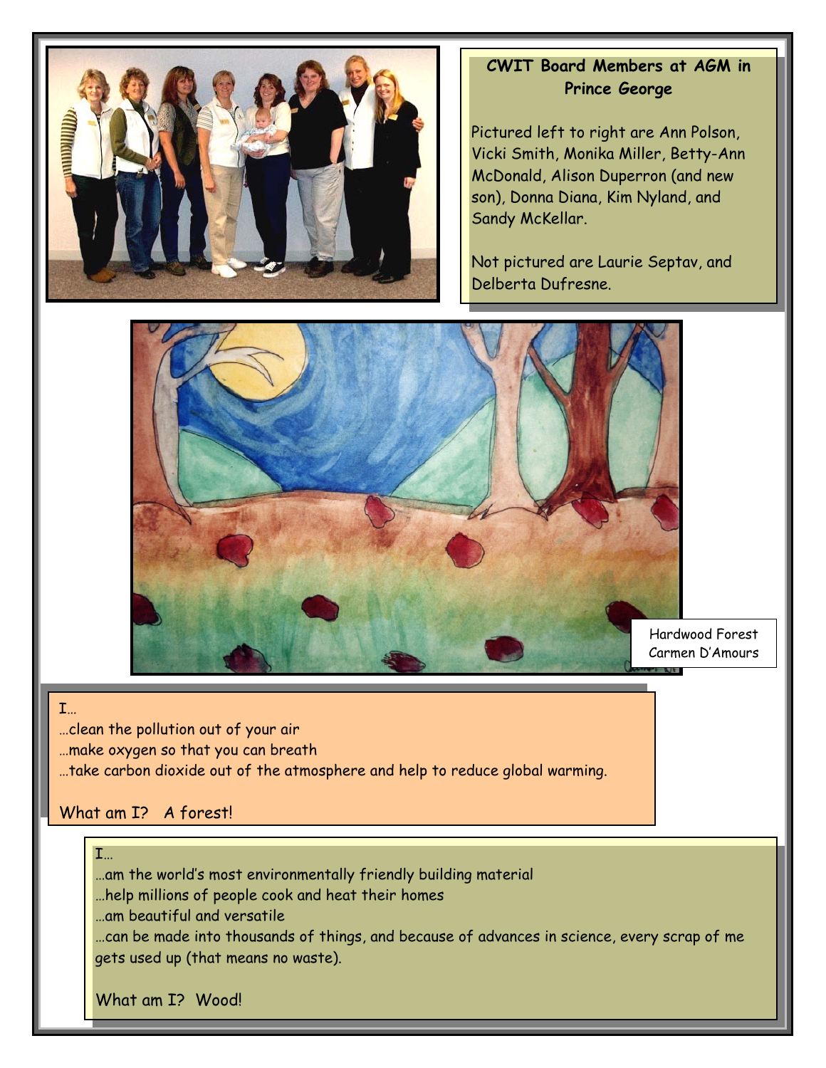**CWIT Board Members at AGM in Prince George**

Pictured left to right are Ann Polson, Vicki Smith, Monika Miller, Betty-Ann McDonald, Alison Duperron (and new son), Donna Diana, Kim Nyland, and Sandy McKellar.

Not pictured are Laurie Septav, and Delberta Dufresne.

Hardwood Forest
Carmen D'Amours

I…
…clean the pollution out of your air
…make oxygen so that you can breath
…take carbon dioxide out of the atmosphere and help to reduce global warming.

What am I? A forest!

I…
…am the world's most environmentally friendly building material
…help millions of people cook and heat their homes
…am beautiful and versatile
…can be made into thousands of things, and because of advances in science, every scrap of me gets used up (that means no waste).

What am I? Wood!